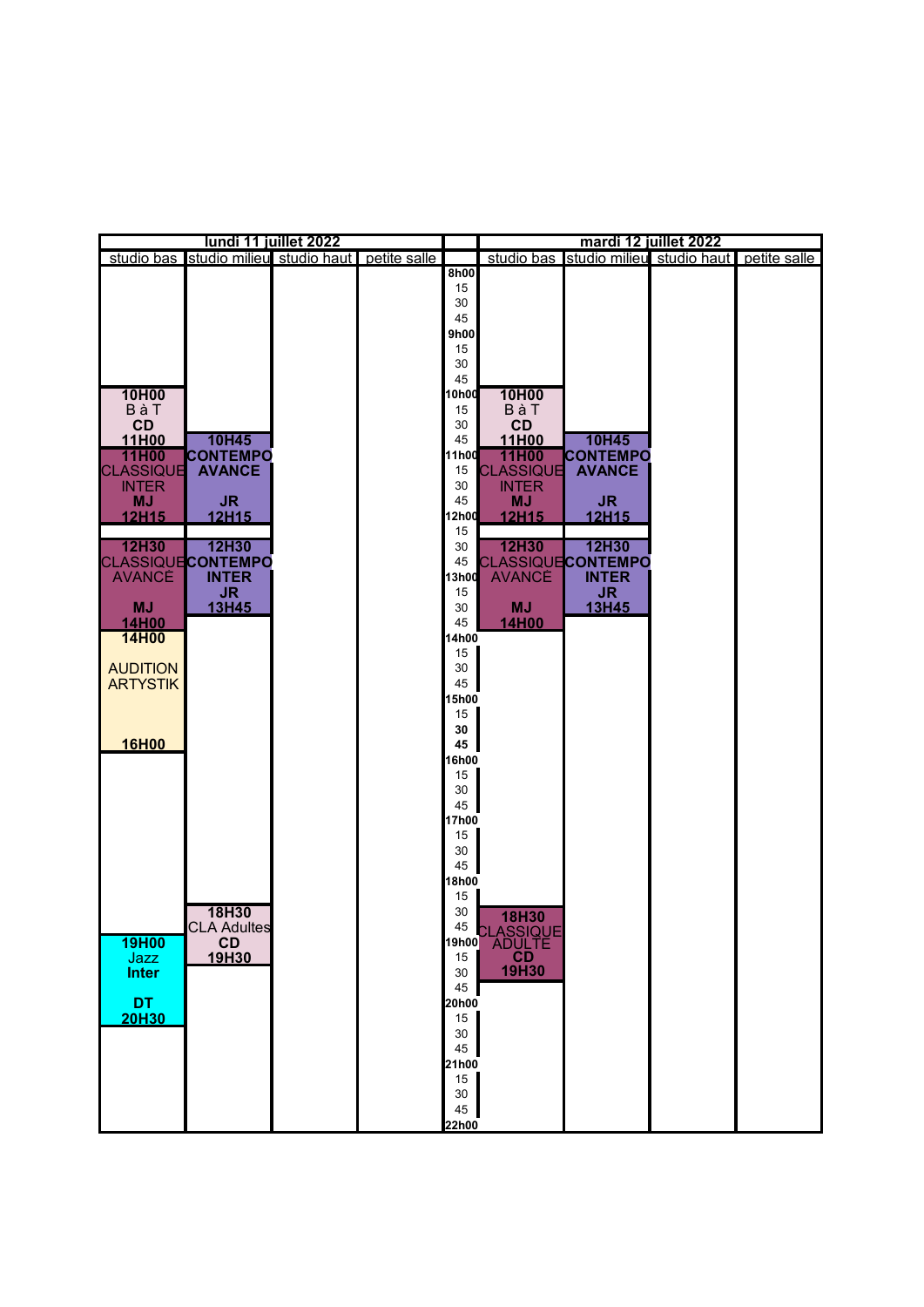| lundi 11 juillet 2022 | | | | | mardi 12 juillet 2022 | | | |
|---|---|---|---|---|---|---|---|---|
| studio bas | studio milieu | studio haut | petite salle | | studio bas | studio milieu | studio haut | petite salle |
| | | | | 8h00 | | | | |
| | | | | 15 | | | | |
| | | | | 30 | | | | |
| | | | | 45 | | | | |
| | | | | 9h00 | | | | |
| | | | | 15 | | | | |
| | | | | 30 | | | | |
| | | | | 45 | | | | |
| **10H00** B à T **CD** **11H00** | | | | 10h00 | **10H00** B à T **CD** **11H00** | | | |
| | | | | 15 | | | | |
| | | | | 30 | | | | |
| | **10H45** **CONTEMPO** **AVANCE** **JR** **12H15** | | | 45 | | **10H45** **CONTEMPO** **AVANCE** **JR** **12H15** | | |
| **11H00** CLASSIQUE INTER **MJ** **12H15** | | | | 11h00 | **11H00** CLASSIQUE INTER **MJ** **12H15** | | | |
| | | | | 15 | | | | |
| | | | | 30 | | | | |
| | | | | 45 | | | | |
| | | | | 12h00 | | | | |
| | | | | 15 | | | | |
| **12H30** CLASSIQUE AVANCE **MJ** **14H00** | **12H30** **CONTEMPO** **INTER** **JR** **13H45** | | | 30 | **12H30** CLASSIQUE AVANCE **MJ** **14H00** | **12H30** **CONTEMPO** **INTER** **JR** **13H45** | | |
| | | | | 45 | | | | |
| | | | | 13h00 | | | | |
| | | | | 15 | | | | |
| | | | | 30 | | | | |
| | | | | 45 | | | | |
| **14H00** AUDITION ARTYSTIK **16H00** | | | | 14h00 | | | | |
| | | | | 15 | | | | |
| | | | | 30 | | | | |
| | | | | 45 | | | | |
| | | | | 15h00 | | | | |
| | | | | 15 | | | | |
| | | | | **30** | | | | |
| | | | | **45** | | | | |
| | | | | 16h00 | | | | |
| | | | | 15 | | | | |
| | | | | 30 | | | | |
| | | | | 45 | | | | |
| | | | | 17h00 | | | | |
| | | | | 15 | | | | |
| | | | | 30 | | | | |
| | | | | 45 | | | | |
| | | | | 18h00 | | | | |
| | | | | 15 | | | | |
| | **18H30** CLA Adultes **CD** **19H30** | | | 30 | **18H30** CLASSIQUE ADULTE **CD** **19H30** | | | |
| | | | | 45 | | | | |
| **19H00** Jazz **Inter** **DT** **20H30** | | | | 19h00 | | | | |
| | | | | 15 | | | | |
| | | | | 30 | | | | |
| | | | | 45 | | | | |
| | | | | 20h00 | | | | |
| | | | | 15 | | | | |
| | | | | 30 | | | | |
| | | | | 45 | | | | |
| | | | | 21h00 | | | | |
| | | | | 15 | | | | |
| | | | | 30 | | | | |
| | | | | 45 | | | | |
| | | | | 22h00 | | | | |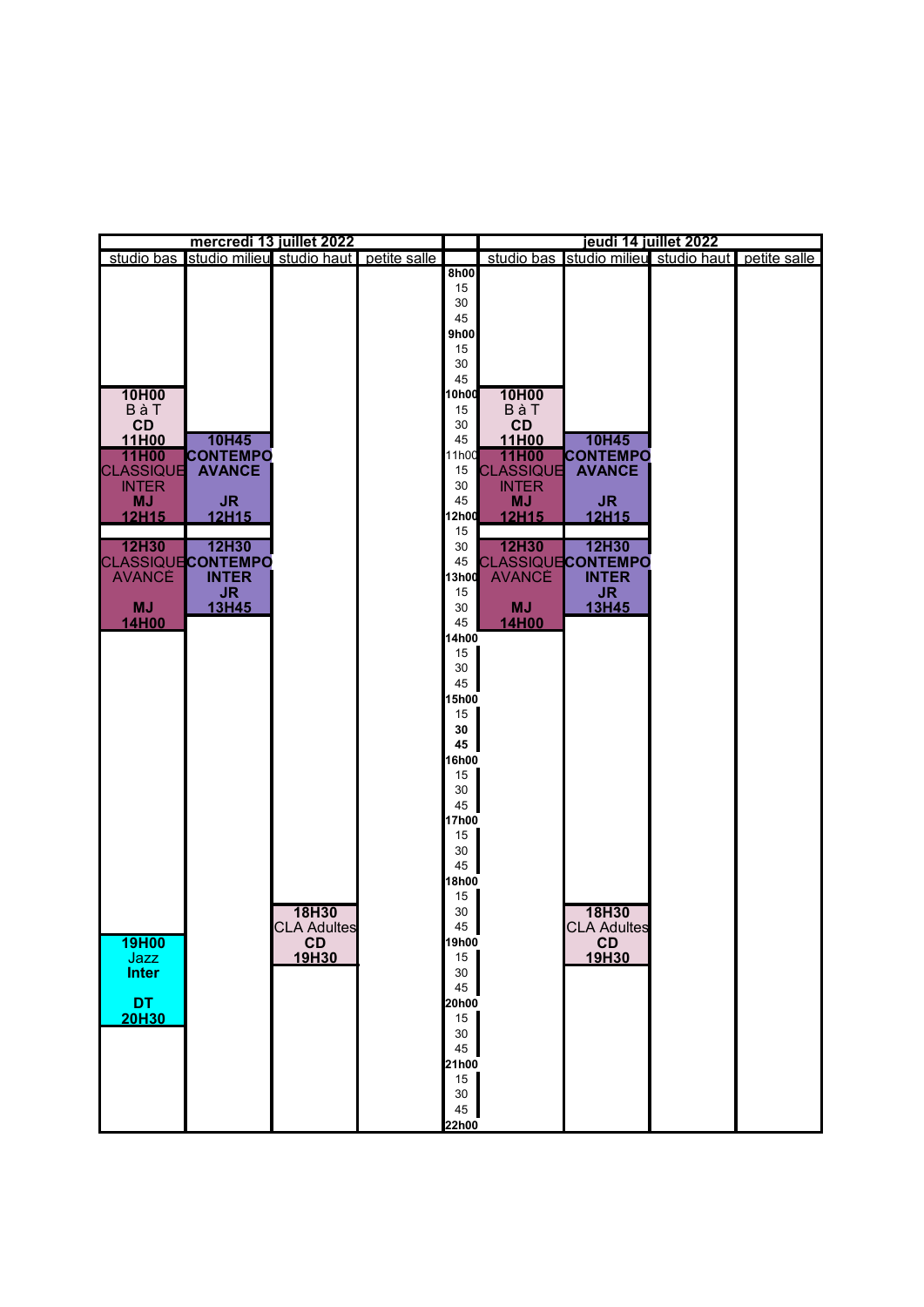| mercredi 13 juillet 2022 | | | | | jeudi 14 juillet 2022 | | | |
|---|---|---|---|---|---|---|---|---|
| studio bas | studio milieu | studio haut | petite salle | | studio bas | studio milieu | studio haut | petite salle |
| | | | | 8h00 | | | | |
| | | | | 15 | | | | |
| | | | | 30 | | | | |
| | | | | 45 | | | | |
| | | | | 9h00 | | | | |
| | | | | 15 | | | | |
| | | | | 30 | | | | |
| | | | | 45 | | | | |
| 10H00 B à T CD 11H00 | | | | 10h00 | 10H00 B à T CD 11H00 | | | |
| | | | | 15 | | | | |
| | | | | 30 | | | | |
| | 10H45 CONTEMPO AVANCE JR 12H15 | | | 45 | | 10H45 CONTEMPO AVANCE JR 12H15 | | |
| 11H00 CLASSIQUE INTER MJ 12H15 | | | | 11h00 | 11H00 CLASSIQUE INTER MJ 12H15 | | | |
| | | | | 15 | | | | |
| | | | | 30 | | | | |
| | | | | 45 | | | | |
| | | | | 12h00 | | | | |
| | | | | 15 | | | | |
| 12H30 CLASSIQUE AVANCE MJ 14H00 | 12H30 CONTEMPO INTER JR 13H45 | | | 30 | 12H30 CLASSIQUE AVANCE MJ 14H00 | 12H30 CONTEMPO INTER JR 13H45 | | |
| | | | | 45 | | | | |
| | | | | 13h00 | | | | |
| | | | | 15 | | | | |
| | | | | 30 | | | | |
| | | | | 45 | | | | |
| | | | | 14h00 | | | | |
| | | | | 15 | | | | |
| | | | | 30 | | | | |
| | | | | 45 | | | | |
| | | | | 15h00 | | | | |
| | | | | 15 | | | | |
| | | | | 30 | | | | |
| | | | | 45 | | | | |
| | | | | 16h00 | | | | |
| | | | | 15 | | | | |
| | | | | 30 | | | | |
| | | | | 45 | | | | |
| | | | | 17h00 | | | | |
| | | | | 15 | | | | |
| | | | | 30 | | | | |
| | | | | 45 | | | | |
| | | | | 18h00 | | | | |
| | | | | 15 | | | | |
| | | 18H30 CLA Adultes CD 19H30 | | 30 | | 18H30 CLA Adultes CD 19H30 | | |
| | | | | 45 | | | | |
| 19H00 Jazz Inter DT 20H30 | | | | 19h00 | | | | |
| | | | | 15 | | | | |
| | | | | 30 | | | | |
| | | | | 45 | | | | |
| | | | | 20h00 | | | | |
| | | | | 15 | | | | |
| | | | | 30 | | | | |
| | | | | 45 | | | | |
| | | | | 21h00 | | | | |
| | | | | 15 | | | | |
| | | | | 30 | | | | |
| | | | | 45 | | | | |
| | | | | 22h00 | | | | |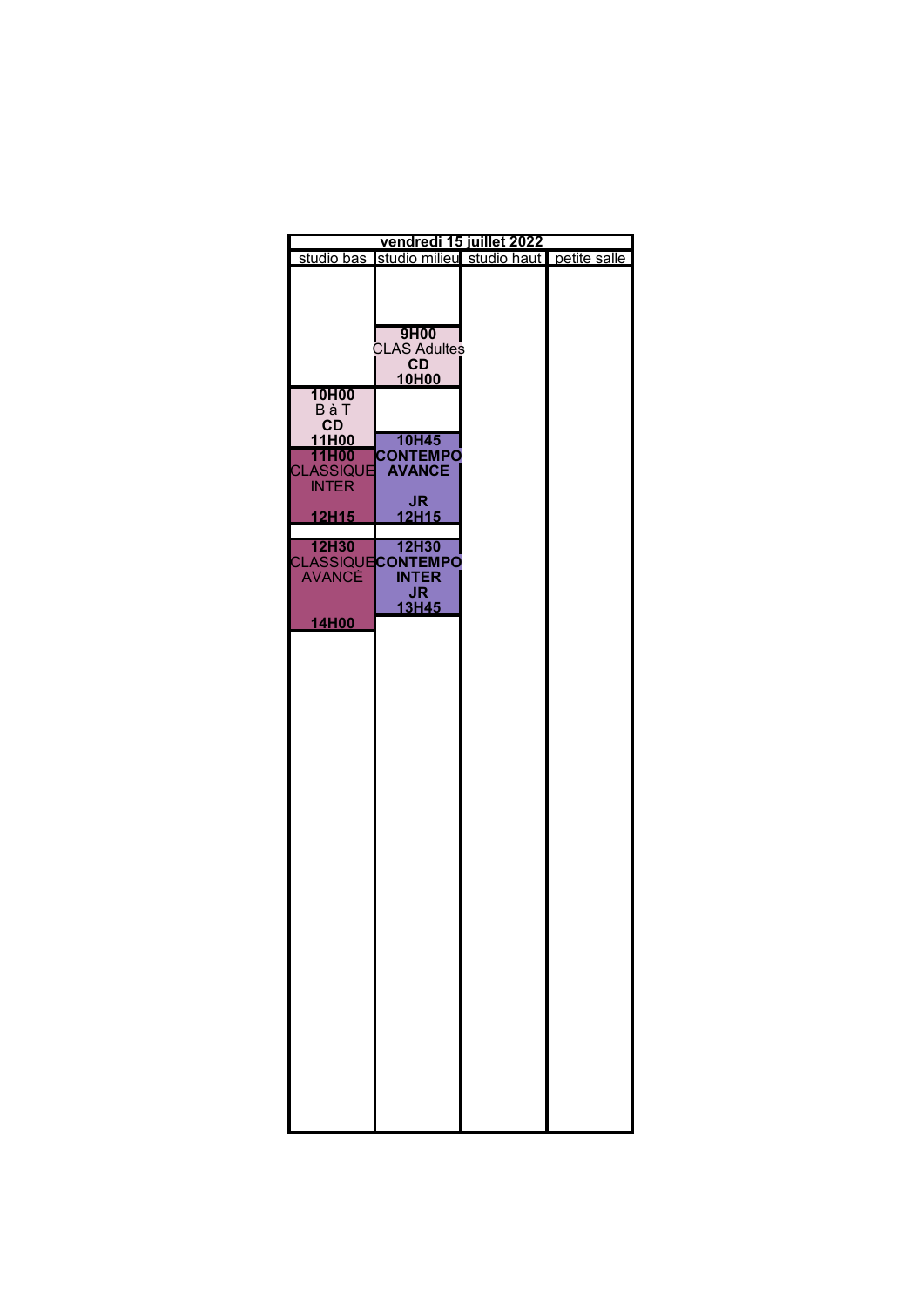| vendredi 15 juillet 2022 | | | |
| --- | --- | --- | --- |
| studio bas | studio milieu | studio haut | petite salle |
| | 9H00 CLAS Adultes CD 10H00 | | |
| 10H00 B à T CD 11H00 | | | |
| 11H00 CLASSIQUE INTER 12H15 | 10H45 CONTEMPO AVANCE JR 12H15 | | |
| 12H30 CLASSIQUE AVANCÉ 14H00 | 12H30 CONTEMPO INTER JR 13H45 | | |